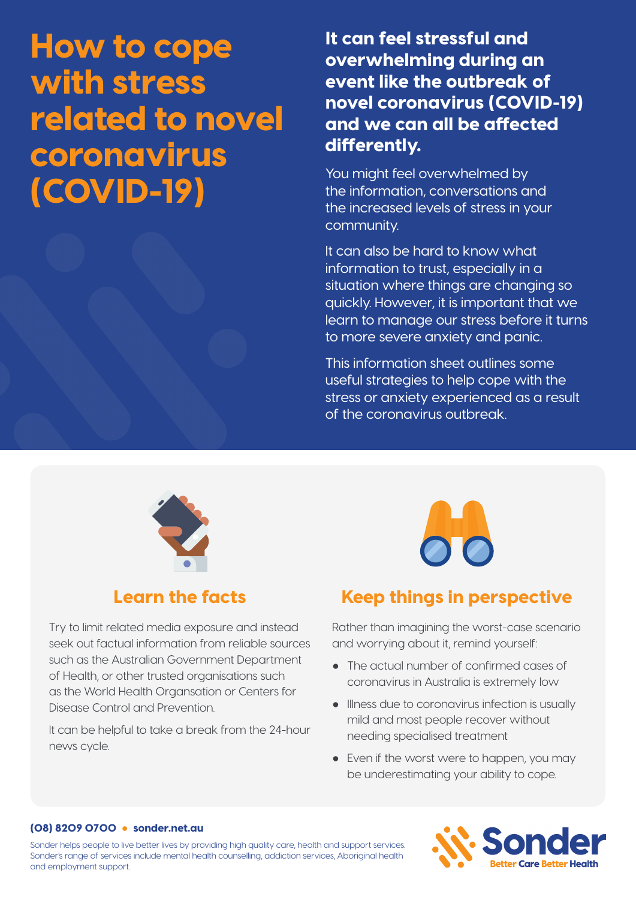# How to cope with stress related to novel coronavirus (COVID-19)

**It can feel stressful and overwhelming during an event like the outbreak of novel coronavirus (COVID-19) and we can all be affected differently.**

You might feel overwhelmed by the information, conversations and the increased levels of stress in your community.

It can also be hard to know what information to trust, especially in a situation where things are changing so quickly. However, it is important that we learn to manage our stress before it turns to more severe anxiety and panic.

This information sheet outlines some useful strategies to help cope with the stress or anxiety experienced as a result of the coronavirus outbreak.

## Learn the facts

Try to limit related media exposure and instead seek out factual information from reliable sources such as the Australian Government Department of Health, or other trusted organisations such as the World Health Organsation or Centers for Disease Control and Prevention.

It can be helpful to take a break from the 24-hour news cycle.

## Keep things in perspective

Rather than imagining the worst-case scenario and worrying about it, remind yourself:

- The actual number of confirmed cases of coronavirus in Australia is extremely low
- Illness due to coronavirus infection is usually mild and most people recover without needing specialised treatment
- Even if the worst were to happen, you may be underestimating your ability to cope.

**(08) 8209 0700 • sonder.net.au**

Sonder helps people to live better lives by providing high quality care, health and support services. Sonder's range of services include mental health counselling, addiction services, Aboriginal health and employment support.

Sonder — Better Care Better Health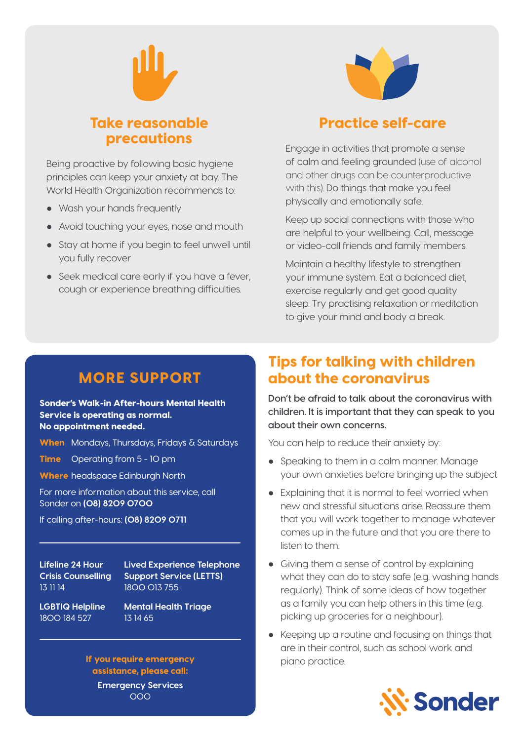## Take reasonable precautions

Being proactive by following basic hygiene principles can keep your anxiety at bay. The World Health Organization recommends to:

- Wash your hands frequently
- Avoid touching your eyes, nose and mouth
- Stay at home if you begin to feel unwell until you fully recover
- Seek medical care early if you have a fever, cough or experience breathing difficulties.

## Practice self-care

Engage in activities that promote a sense of calm and feeling grounded (use of alcohol and other drugs can be counterproductive with this). Do things that make you feel physically and emotionally safe.

Keep up social connections with those who are helpful to your wellbeing. Call, message or video-call friends and family members.

Maintain a healthy lifestyle to strengthen your immune system. Eat a balanced diet, exercise regularly and get good quality sleep. Try practising relaxation or meditation to give your mind and body a break.

## MORE SUPPORT

**Sonder's Walk-in After-hours Mental Health Service is operating as normal. No appointment needed.**

**When** Mondays, Thursdays, Fridays & Saturdays

**Time** Operating from 5 - 10 pm

**Where** headspace Edinburgh North

For more information about this service, call Sonder on **(08) 8209 0700**

If calling after-hours: **(08) 8209 0711**

**Lifeline 24 Hour Crisis Counselling**
13 11 14

**Lived Experience Telephone Support Service (LETTS)**
1800 013 755

**LGBTIQ Helpline**
1800 184 527

**Mental Health Triage**
13 14 65

**If you require emergency assistance, please call:**

**Emergency Services**
000

## Tips for talking with children about the coronavirus

**Don't be afraid to talk about the coronavirus with children. It is important that they can speak to you about their own concerns.**

You can help to reduce their anxiety by:

- Speaking to them in a calm manner. Manage your own anxieties before bringing up the subject
- Explaining that it is normal to feel worried when new and stressful situations arise. Reassure them that you will work together to manage whatever comes up in the future and that you are there to listen to them.
- Giving them a sense of control by explaining what they can do to stay safe (e.g. washing hands regularly). Think of some ideas of how together as a family you can help others in this time (e.g. picking up groceries for a neighbour).
- Keeping up a routine and focusing on things that are in their control, such as school work and piano practice.

Sonder